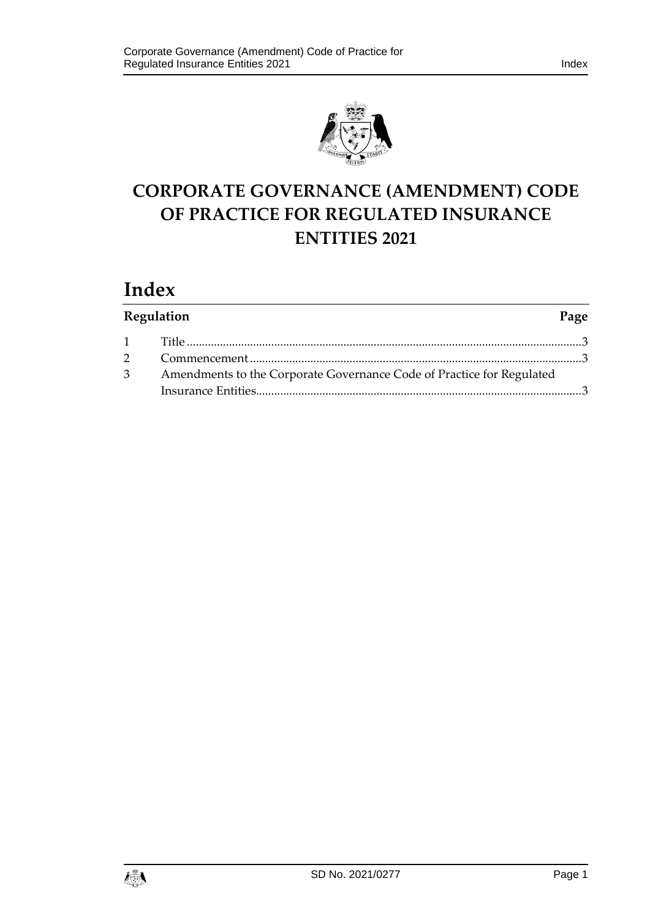# CORPORATE GOVERNANCE (AMENDMENT) CODE OF PRACTICE FOR REGULATED INSURANCE ENTITIES 2021

## Index

| Regulation | | Page |
|---|---|---|
| 1 | Title | 3 |
| 2 | Commencement | 3 |
| 3 | Amendments to the Corporate Governance Code of Practice for Regulated Insurance Entities | 3 |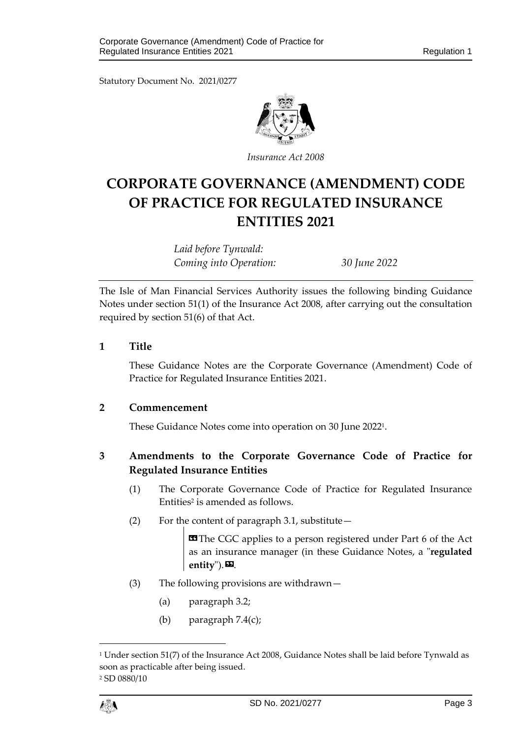Statutory Document No. 2021/0277

*Insurance Act 2008*

# CORPORATE GOVERNANCE (AMENDMENT) CODE OF PRACTICE FOR REGULATED INSURANCE ENTITIES 2021

*Laid before Tynwald:*
*Coming into Operation:* *30 June 2022*

The Isle of Man Financial Services Authority issues the following binding Guidance Notes under section 51(1) of the Insurance Act 2008, after carrying out the consultation required by section 51(6) of that Act.

## 1 Title

These Guidance Notes are the Corporate Governance (Amendment) Code of Practice for Regulated Insurance Entities 2021.

## 2 Commencement

These Guidance Notes come into operation on 30 June 2022[1].

## 3 Amendments to the Corporate Governance Code of Practice for Regulated Insurance Entities

(1) The Corporate Governance Code of Practice for Regulated Insurance Entities[2] is amended as follows.

(2) For the content of paragraph 3.1, substitute—

> «The CGC applies to a person registered under Part 6 of the Act as an insurance manager (in these Guidance Notes, a "**regulated entity**").».

(3) The following provisions are withdrawn—

(a) paragraph 3.2;

(b) paragraph 7.4(c);

---

[1] Under section 51(7) of the Insurance Act 2008, Guidance Notes shall be laid before Tynwald as soon as practicable after being issued.

[2] SD 0880/10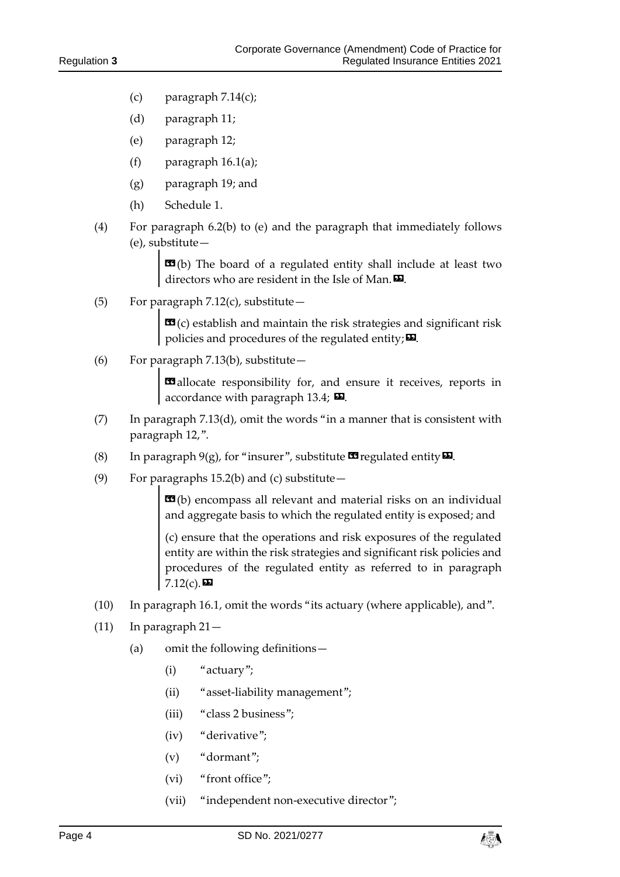(c) paragraph 7.14(c);

(d) paragraph 11;

(e) paragraph 12;

(f) paragraph 16.1(a);

(g) paragraph 19; and

(h) Schedule 1.

(4) For paragraph 6.2(b) to (e) and the paragraph that immediately follows (e), substitute—

> «(b) The board of a regulated entity shall include at least two directors who are resident in the Isle of Man.».

(5) For paragraph 7.12(c), substitute—

> «(c) establish and maintain the risk strategies and significant risk policies and procedures of the regulated entity;».

(6) For paragraph 7.13(b), substitute—

> «allocate responsibility for, and ensure it receives, reports in accordance with paragraph 13.4; ».

(7) In paragraph 7.13(d), omit the words "in a manner that is consistent with paragraph 12,".

(8) In paragraph 9(g), for "insurer", substitute «regulated entity».

(9) For paragraphs 15.2(b) and (c) substitute—

> «(b) encompass all relevant and material risks on an individual and aggregate basis to which the regulated entity is exposed; and
>
> (c) ensure that the operations and risk exposures of the regulated entity are within the risk strategies and significant risk policies and procedures of the regulated entity as referred to in paragraph 7.12(c).»

(10) In paragraph 16.1, omit the words "its actuary (where applicable), and".

(11) In paragraph 21—

(a) omit the following definitions—

(i) "actuary";

(ii) "asset-liability management";

(iii) "class 2 business";

(iv) "derivative";

(v) "dormant";

(vi) "front office";

(vii) "independent non-executive director";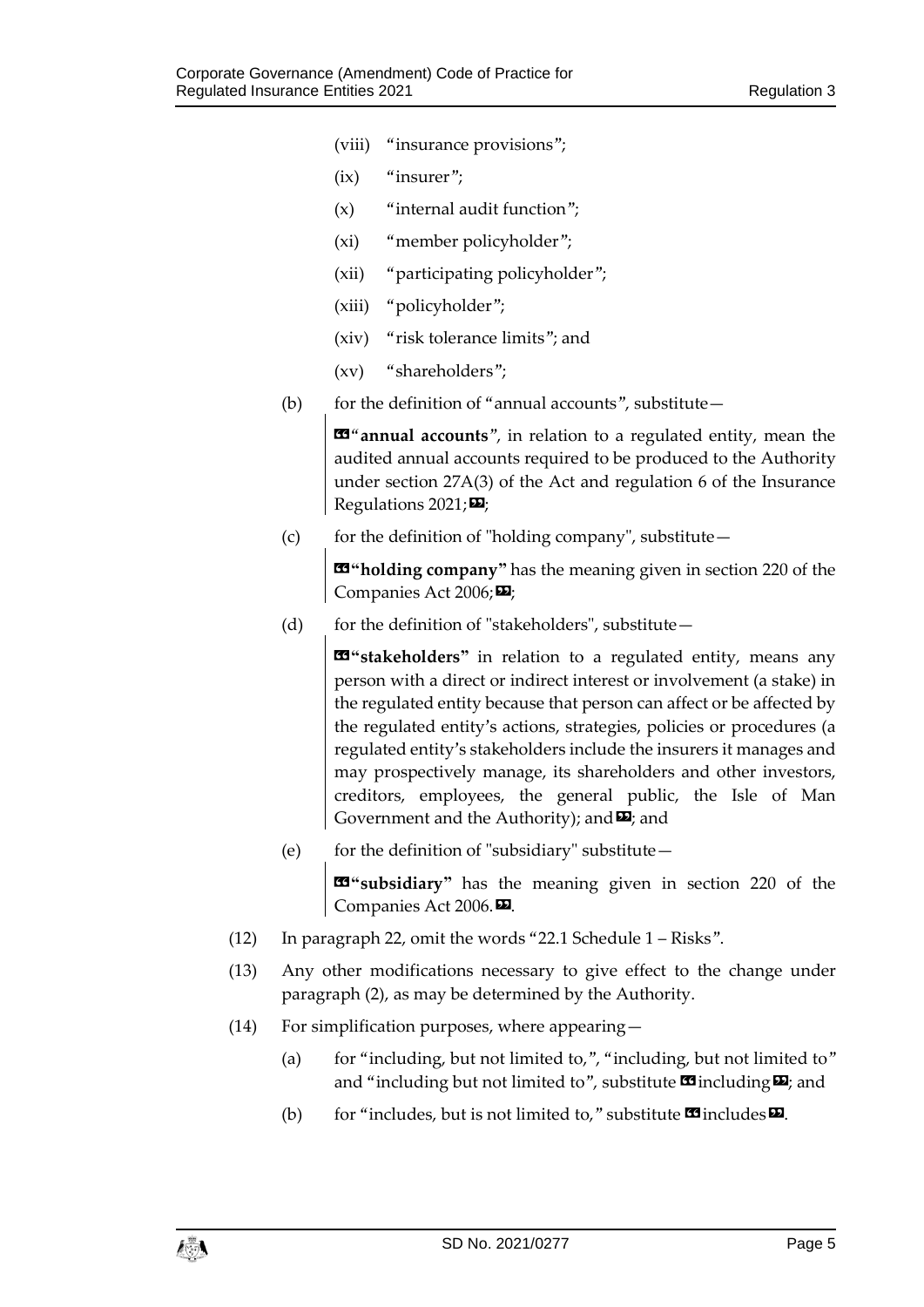(viii) "insurance provisions";

(ix) "insurer";

(x) "internal audit function";

(xi) "member policyholder";

(xii) "participating policyholder";

(xiii) "policyholder";

(xiv) "risk tolerance limits"; and

(xv) "shareholders";

(b) for the definition of "annual accounts", substitute—

> «"**annual accounts**", in relation to a regulated entity, mean the audited annual accounts required to be produced to the Authority under section 27A(3) of the Act and regulation 6 of the Insurance Regulations 2021;»;

(c) for the definition of "holding company", substitute—

> «**"holding company"** has the meaning given in section 220 of the Companies Act 2006;»;

(d) for the definition of "stakeholders", substitute—

> «**"stakeholders"** in relation to a regulated entity, means any person with a direct or indirect interest or involvement (a stake) in the regulated entity because that person can affect or be affected by the regulated entity's actions, strategies, policies or procedures (a regulated entity's stakeholders include the insurers it manages and may prospectively manage, its shareholders and other investors, creditors, employees, the general public, the Isle of Man Government and the Authority); and»; and

(e) for the definition of "subsidiary" substitute—

> «**"subsidiary"** has the meaning given in section 220 of the Companies Act 2006.».

(12) In paragraph 22, omit the words "22.1 Schedule 1 – Risks".

(13) Any other modifications necessary to give effect to the change under paragraph (2), as may be determined by the Authority.

(14) For simplification purposes, where appearing—

(a) for "including, but not limited to,", "including, but not limited to" and "including but not limited to", substitute «including»; and

(b) for "includes, but is not limited to," substitute «includes».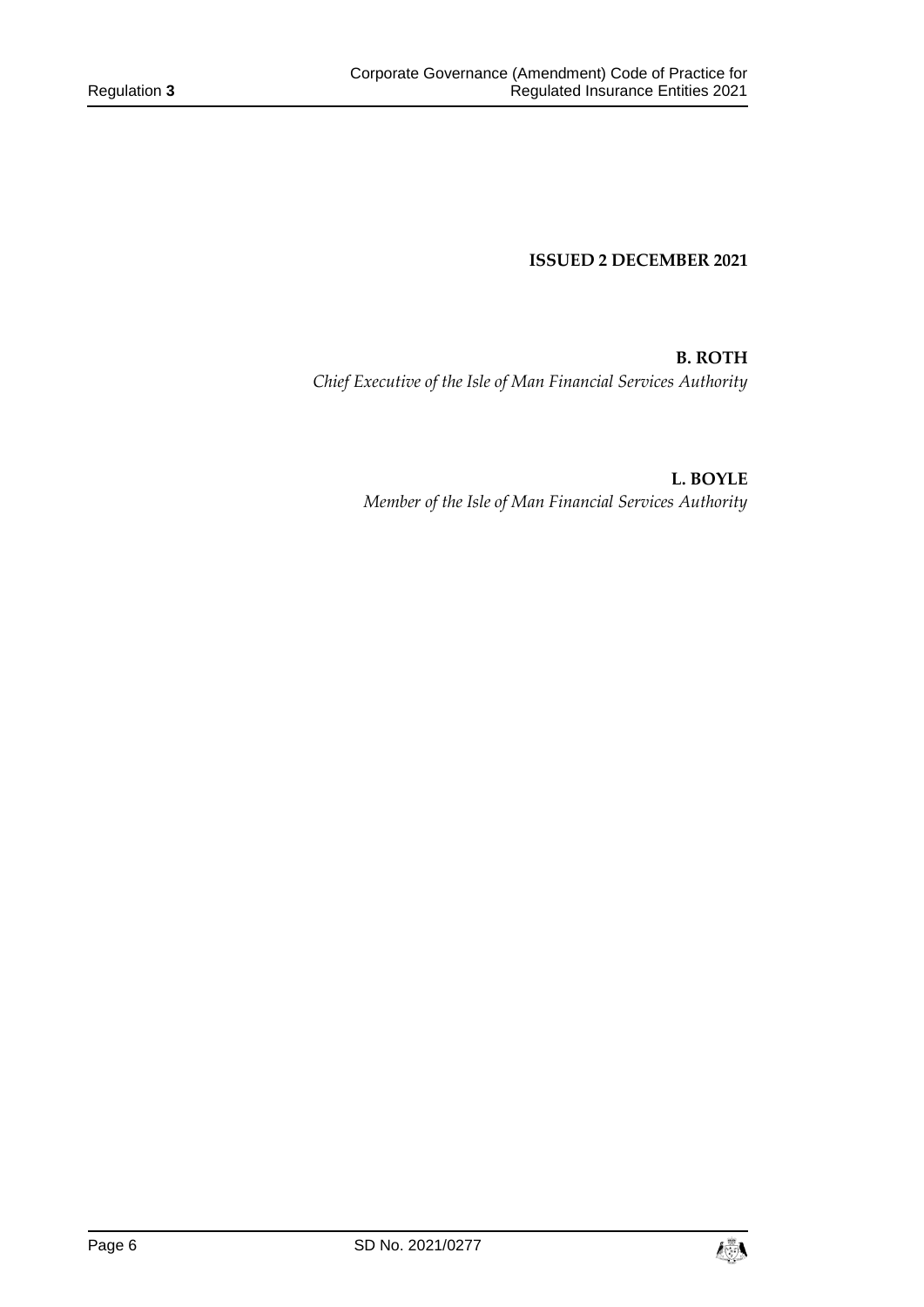**ISSUED 2 DECEMBER 2021**

**B. ROTH**
*Chief Executive of the Isle of Man Financial Services Authority*

**L. BOYLE**
*Member of the Isle of Man Financial Services Authority*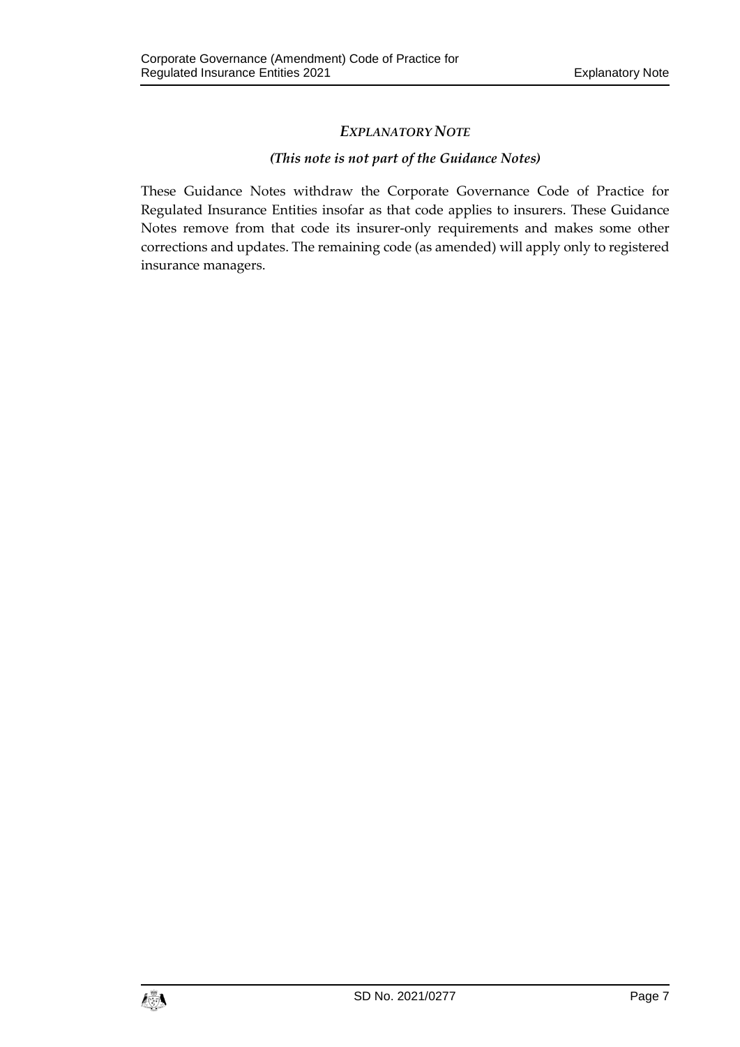## *EXPLANATORY NOTE*

***(This note is not part of the Guidance Notes)***

These Guidance Notes withdraw the Corporate Governance Code of Practice for Regulated Insurance Entities insofar as that code applies to insurers. These Guidance Notes remove from that code its insurer-only requirements and makes some other corrections and updates. The remaining code (as amended) will apply only to registered insurance managers.